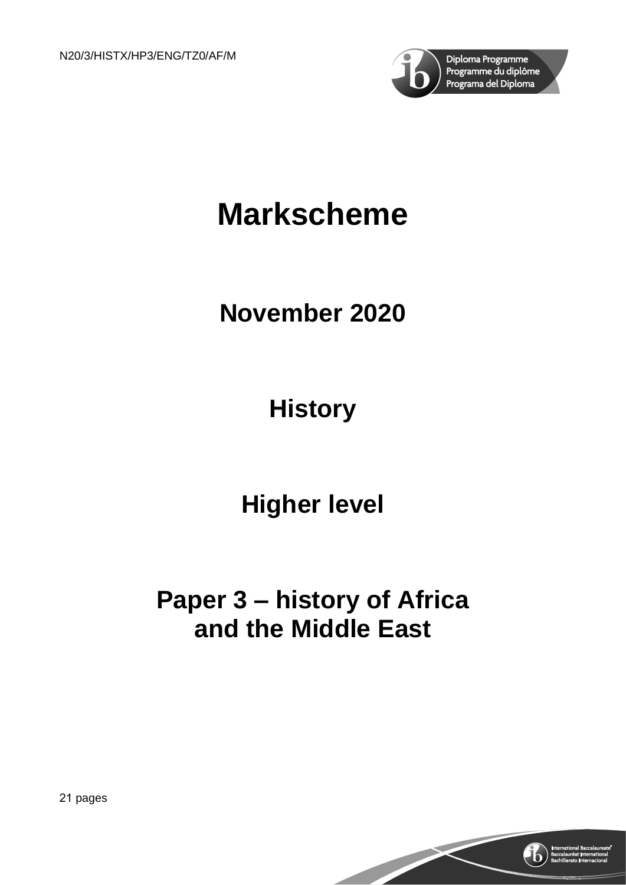N20/3/HISTX/HP3/ENG/TZ0/AF/M

# Markscheme

## November 2020

## History

## Higher level

## Paper 3 – history of Africa and the Middle East

21 pages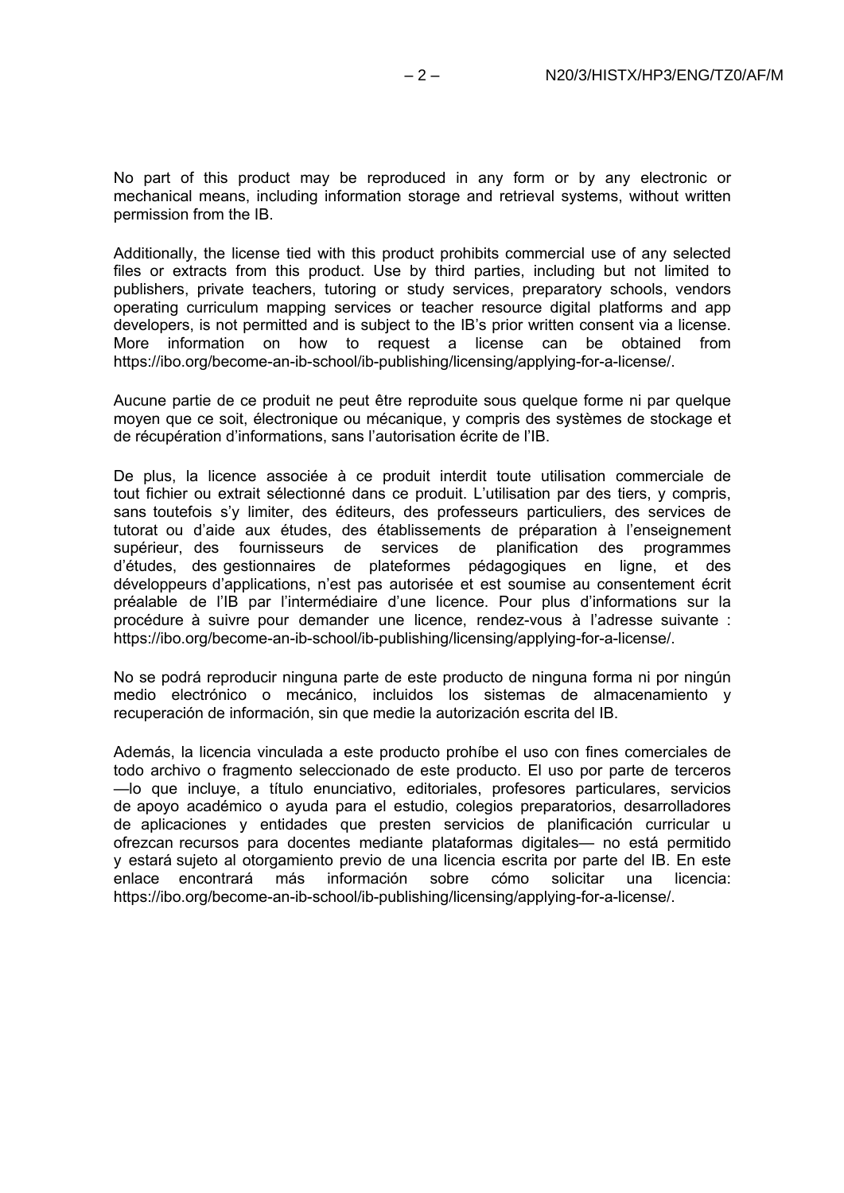No part of this product may be reproduced in any form or by any electronic or mechanical means, including information storage and retrieval systems, without written permission from the IB.

Additionally, the license tied with this product prohibits commercial use of any selected files or extracts from this product. Use by third parties, including but not limited to publishers, private teachers, tutoring or study services, preparatory schools, vendors operating curriculum mapping services or teacher resource digital platforms and app developers, is not permitted and is subject to the IB's prior written consent via a license. More information on how to request a license can be obtained from https://ibo.org/become-an-ib-school/ib-publishing/licensing/applying-for-a-license/.

Aucune partie de ce produit ne peut être reproduite sous quelque forme ni par quelque moyen que ce soit, électronique ou mécanique, y compris des systèmes de stockage et de récupération d'informations, sans l'autorisation écrite de l'IB.

De plus, la licence associée à ce produit interdit toute utilisation commerciale de tout fichier ou extrait sélectionné dans ce produit. L'utilisation par des tiers, y compris, sans toutefois s'y limiter, des éditeurs, des professeurs particuliers, des services de tutorat ou d'aide aux études, des établissements de préparation à l'enseignement supérieur, des fournisseurs de services de planification des programmes d'études, des gestionnaires de plateformes pédagogiques en ligne, et des développeurs d'applications, n'est pas autorisée et est soumise au consentement écrit préalable de l'IB par l'intermédiaire d'une licence. Pour plus d'informations sur la procédure à suivre pour demander une licence, rendez-vous à l'adresse suivante : https://ibo.org/become-an-ib-school/ib-publishing/licensing/applying-for-a-license/.

No se podrá reproducir ninguna parte de este producto de ninguna forma ni por ningún medio electrónico o mecánico, incluidos los sistemas de almacenamiento y recuperación de información, sin que medie la autorización escrita del IB.

Además, la licencia vinculada a este producto prohíbe el uso con fines comerciales de todo archivo o fragmento seleccionado de este producto. El uso por parte de terceros —lo que incluye, a título enunciativo, editoriales, profesores particulares, servicios de apoyo académico o ayuda para el estudio, colegios preparatorios, desarrolladores de aplicaciones y entidades que presten servicios de planificación curricular u ofrezcan recursos para docentes mediante plataformas digitales— no está permitido y estará sujeto al otorgamiento previo de una licencia escrita por parte del IB. En este enlace encontrará más información sobre cómo solicitar una licencia: https://ibo.org/become-an-ib-school/ib-publishing/licensing/applying-for-a-license/.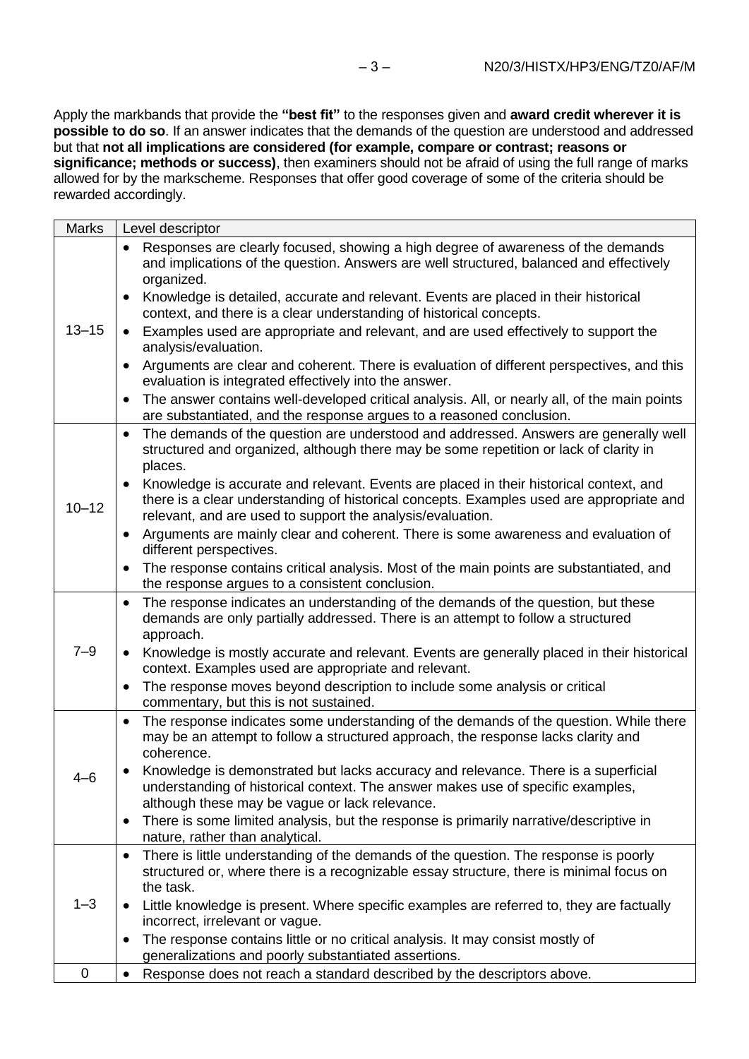Apply the markbands that provide the **"best fit"** to the responses given and **award credit wherever it is possible to do so**. If an answer indicates that the demands of the question are understood and addressed but that **not all implications are considered (for example, compare or contrast; reasons or significance; methods or success)**, then examiners should not be afraid of using the full range of marks allowed for by the markscheme. Responses that offer good coverage of some of the criteria should be rewarded accordingly.

| Marks | Level descriptor |
| --- | --- |
| 13–15 | • Responses are clearly focused, showing a high degree of awareness of the demands and implications of the question. Answers are well structured, balanced and effectively organized.<br>• Knowledge is detailed, accurate and relevant. Events are placed in their historical context, and there is a clear understanding of historical concepts.<br>• Examples used are appropriate and relevant, and are used effectively to support the analysis/evaluation.<br>• Arguments are clear and coherent. There is evaluation of different perspectives, and this evaluation is integrated effectively into the answer.<br>• The answer contains well-developed critical analysis. All, or nearly all, of the main points are substantiated, and the response argues to a reasoned conclusion. |
| 10–12 | • The demands of the question are understood and addressed. Answers are generally well structured and organized, although there may be some repetition or lack of clarity in places.<br>• Knowledge is accurate and relevant. Events are placed in their historical context, and there is a clear understanding of historical concepts. Examples used are appropriate and relevant, and are used to support the analysis/evaluation.<br>• Arguments are mainly clear and coherent. There is some awareness and evaluation of different perspectives.<br>• The response contains critical analysis. Most of the main points are substantiated, and the response argues to a consistent conclusion. |
| 7–9 | • The response indicates an understanding of the demands of the question, but these demands are only partially addressed. There is an attempt to follow a structured approach.<br>• Knowledge is mostly accurate and relevant. Events are generally placed in their historical context. Examples used are appropriate and relevant.<br>• The response moves beyond description to include some analysis or critical commentary, but this is not sustained. |
| 4–6 | • The response indicates some understanding of the demands of the question. While there may be an attempt to follow a structured approach, the response lacks clarity and coherence.<br>• Knowledge is demonstrated but lacks accuracy and relevance. There is a superficial understanding of historical context. The answer makes use of specific examples, although these may be vague or lack relevance.<br>• There is some limited analysis, but the response is primarily narrative/descriptive in nature, rather than analytical. |
| 1–3 | • There is little understanding of the demands of the question. The response is poorly structured or, where there is a recognizable essay structure, there is minimal focus on the task.<br>• Little knowledge is present. Where specific examples are referred to, they are factually incorrect, irrelevant or vague.<br>• The response contains little or no critical analysis. It may consist mostly of generalizations and poorly substantiated assertions. |
| 0 | • Response does not reach a standard described by the descriptors above. |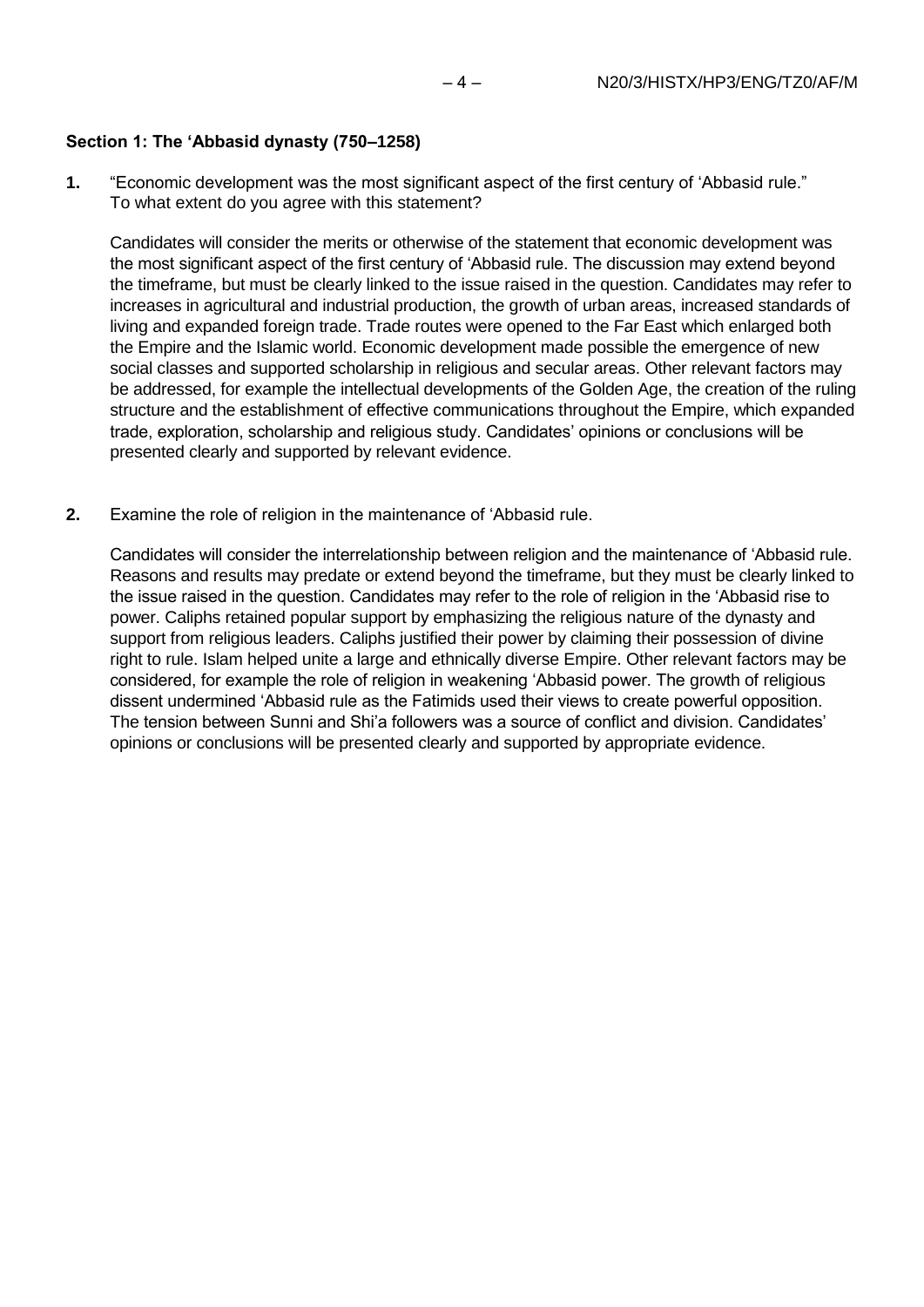### Section 1: The ‘Abbasid dynasty (750–1258)

**1.** “Economic development was the most significant aspect of the first century of ‘Abbasid rule.” To what extent do you agree with this statement?

Candidates will consider the merits or otherwise of the statement that economic development was the most significant aspect of the first century of ‘Abbasid rule. The discussion may extend beyond the timeframe, but must be clearly linked to the issue raised in the question. Candidates may refer to increases in agricultural and industrial production, the growth of urban areas, increased standards of living and expanded foreign trade. Trade routes were opened to the Far East which enlarged both the Empire and the Islamic world. Economic development made possible the emergence of new social classes and supported scholarship in religious and secular areas. Other relevant factors may be addressed, for example the intellectual developments of the Golden Age, the creation of the ruling structure and the establishment of effective communications throughout the Empire, which expanded trade, exploration, scholarship and religious study. Candidates’ opinions or conclusions will be presented clearly and supported by relevant evidence.

**2.** Examine the role of religion in the maintenance of ‘Abbasid rule.

Candidates will consider the interrelationship between religion and the maintenance of ‘Abbasid rule. Reasons and results may predate or extend beyond the timeframe, but they must be clearly linked to the issue raised in the question. Candidates may refer to the role of religion in the ‘Abbasid rise to power. Caliphs retained popular support by emphasizing the religious nature of the dynasty and support from religious leaders. Caliphs justified their power by claiming their possession of divine right to rule. Islam helped unite a large and ethnically diverse Empire. Other relevant factors may be considered, for example the role of religion in weakening ‘Abbasid power. The growth of religious dissent undermined ‘Abbasid rule as the Fatimids used their views to create powerful opposition. The tension between Sunni and Shi’a followers was a source of conflict and division. Candidates’ opinions or conclusions will be presented clearly and supported by appropriate evidence.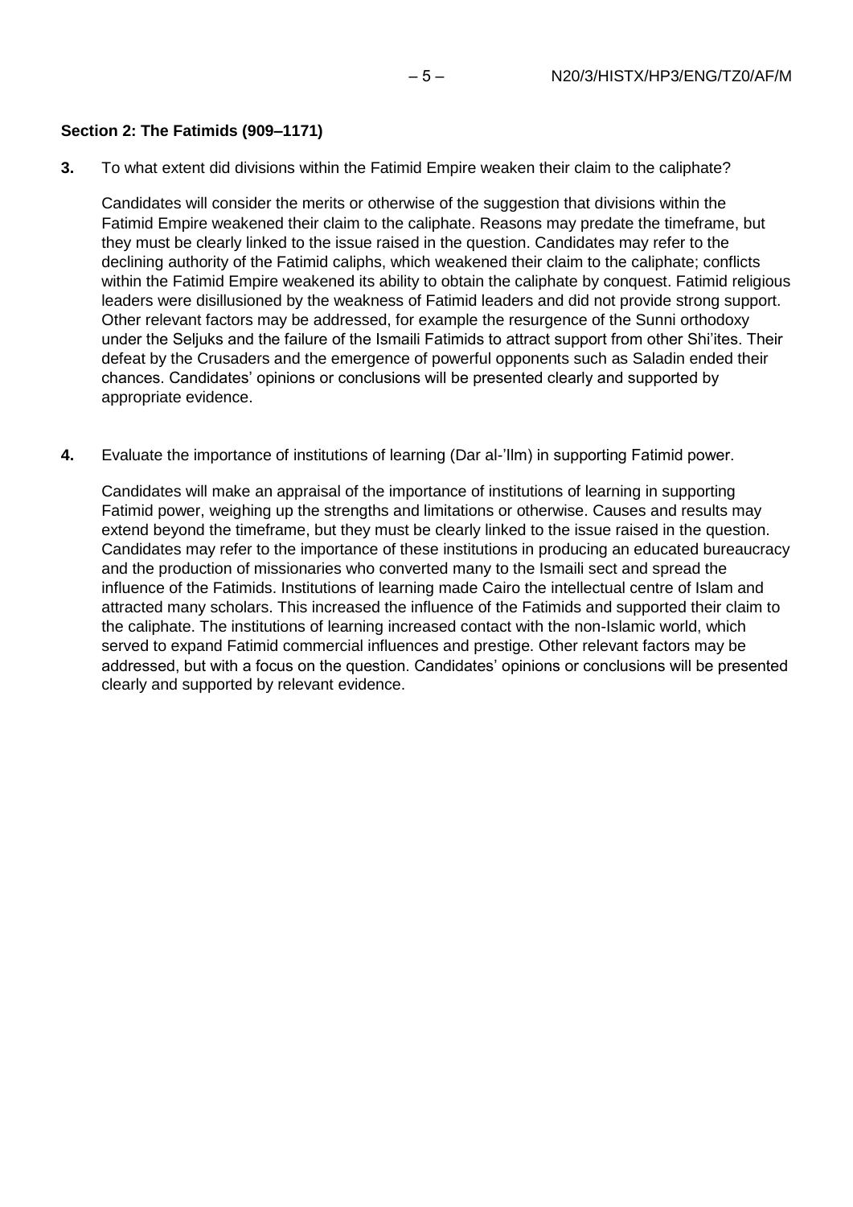**Section 2: The Fatimids (909–1171)**

**3.** To what extent did divisions within the Fatimid Empire weaken their claim to the caliphate?

Candidates will consider the merits or otherwise of the suggestion that divisions within the Fatimid Empire weakened their claim to the caliphate. Reasons may predate the timeframe, but they must be clearly linked to the issue raised in the question. Candidates may refer to the declining authority of the Fatimid caliphs, which weakened their claim to the caliphate; conflicts within the Fatimid Empire weakened its ability to obtain the caliphate by conquest. Fatimid religious leaders were disillusioned by the weakness of Fatimid leaders and did not provide strong support. Other relevant factors may be addressed, for example the resurgence of the Sunni orthodoxy under the Seljuks and the failure of the Ismaili Fatimids to attract support from other Shi'ites. Their defeat by the Crusaders and the emergence of powerful opponents such as Saladin ended their chances. Candidates' opinions or conclusions will be presented clearly and supported by appropriate evidence.

**4.** Evaluate the importance of institutions of learning (Dar al-'Ilm) in supporting Fatimid power.

Candidates will make an appraisal of the importance of institutions of learning in supporting Fatimid power, weighing up the strengths and limitations or otherwise. Causes and results may extend beyond the timeframe, but they must be clearly linked to the issue raised in the question. Candidates may refer to the importance of these institutions in producing an educated bureaucracy and the production of missionaries who converted many to the Ismaili sect and spread the influence of the Fatimids. Institutions of learning made Cairo the intellectual centre of Islam and attracted many scholars. This increased the influence of the Fatimids and supported their claim to the caliphate. The institutions of learning increased contact with the non-Islamic world, which served to expand Fatimid commercial influences and prestige. Other relevant factors may be addressed, but with a focus on the question. Candidates' opinions or conclusions will be presented clearly and supported by relevant evidence.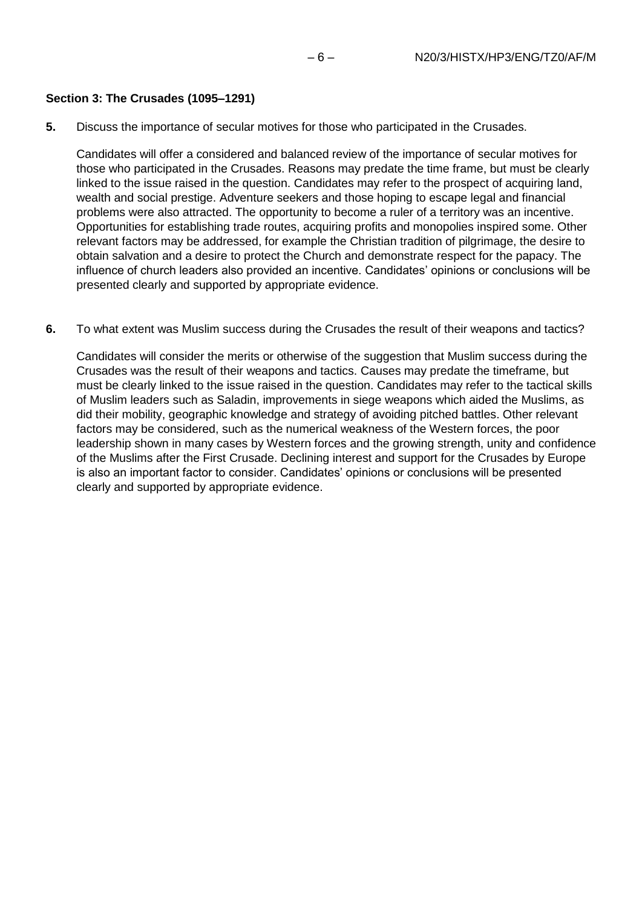**Section 3: The Crusades (1095–1291)**

**5.** Discuss the importance of secular motives for those who participated in the Crusades.

Candidates will offer a considered and balanced review of the importance of secular motives for those who participated in the Crusades. Reasons may predate the time frame, but must be clearly linked to the issue raised in the question. Candidates may refer to the prospect of acquiring land, wealth and social prestige. Adventure seekers and those hoping to escape legal and financial problems were also attracted. The opportunity to become a ruler of a territory was an incentive. Opportunities for establishing trade routes, acquiring profits and monopolies inspired some. Other relevant factors may be addressed, for example the Christian tradition of pilgrimage, the desire to obtain salvation and a desire to protect the Church and demonstrate respect for the papacy. The influence of church leaders also provided an incentive. Candidates' opinions or conclusions will be presented clearly and supported by appropriate evidence.

**6.** To what extent was Muslim success during the Crusades the result of their weapons and tactics?

Candidates will consider the merits or otherwise of the suggestion that Muslim success during the Crusades was the result of their weapons and tactics. Causes may predate the timeframe, but must be clearly linked to the issue raised in the question. Candidates may refer to the tactical skills of Muslim leaders such as Saladin, improvements in siege weapons which aided the Muslims, as did their mobility, geographic knowledge and strategy of avoiding pitched battles. Other relevant factors may be considered, such as the numerical weakness of the Western forces, the poor leadership shown in many cases by Western forces and the growing strength, unity and confidence of the Muslims after the First Crusade. Declining interest and support for the Crusades by Europe is also an important factor to consider. Candidates' opinions or conclusions will be presented clearly and supported by appropriate evidence.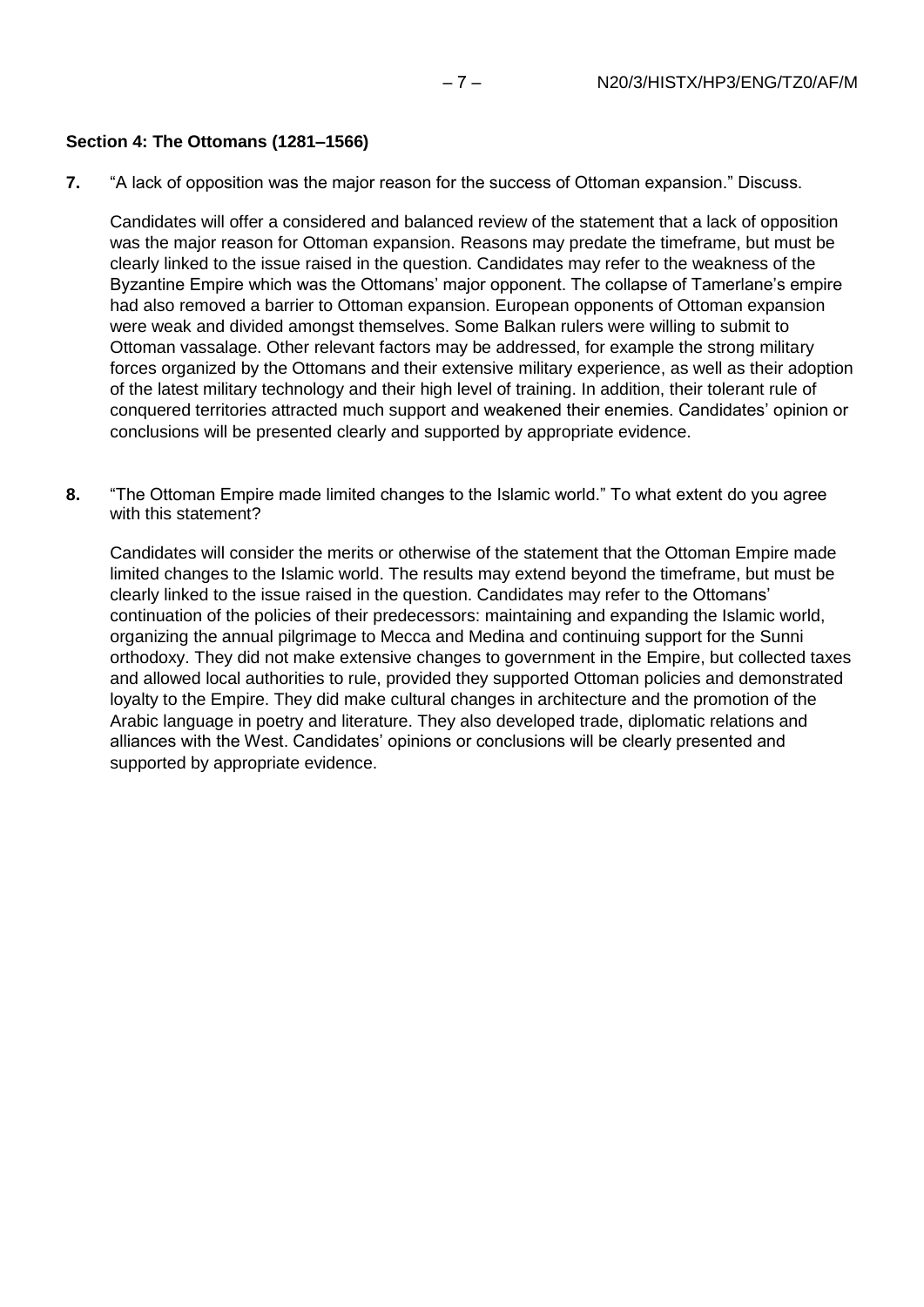**Section 4: The Ottomans (1281–1566)**

**7.** "A lack of opposition was the major reason for the success of Ottoman expansion." Discuss.

Candidates will offer a considered and balanced review of the statement that a lack of opposition was the major reason for Ottoman expansion. Reasons may predate the timeframe, but must be clearly linked to the issue raised in the question. Candidates may refer to the weakness of the Byzantine Empire which was the Ottomans' major opponent. The collapse of Tamerlane's empire had also removed a barrier to Ottoman expansion. European opponents of Ottoman expansion were weak and divided amongst themselves. Some Balkan rulers were willing to submit to Ottoman vassalage. Other relevant factors may be addressed, for example the strong military forces organized by the Ottomans and their extensive military experience, as well as their adoption of the latest military technology and their high level of training. In addition, their tolerant rule of conquered territories attracted much support and weakened their enemies. Candidates' opinion or conclusions will be presented clearly and supported by appropriate evidence.

**8.** "The Ottoman Empire made limited changes to the Islamic world." To what extent do you agree with this statement?

Candidates will consider the merits or otherwise of the statement that the Ottoman Empire made limited changes to the Islamic world. The results may extend beyond the timeframe, but must be clearly linked to the issue raised in the question. Candidates may refer to the Ottomans' continuation of the policies of their predecessors: maintaining and expanding the Islamic world, organizing the annual pilgrimage to Mecca and Medina and continuing support for the Sunni orthodoxy. They did not make extensive changes to government in the Empire, but collected taxes and allowed local authorities to rule, provided they supported Ottoman policies and demonstrated loyalty to the Empire. They did make cultural changes in architecture and the promotion of the Arabic language in poetry and literature. They also developed trade, diplomatic relations and alliances with the West. Candidates' opinions or conclusions will be clearly presented and supported by appropriate evidence.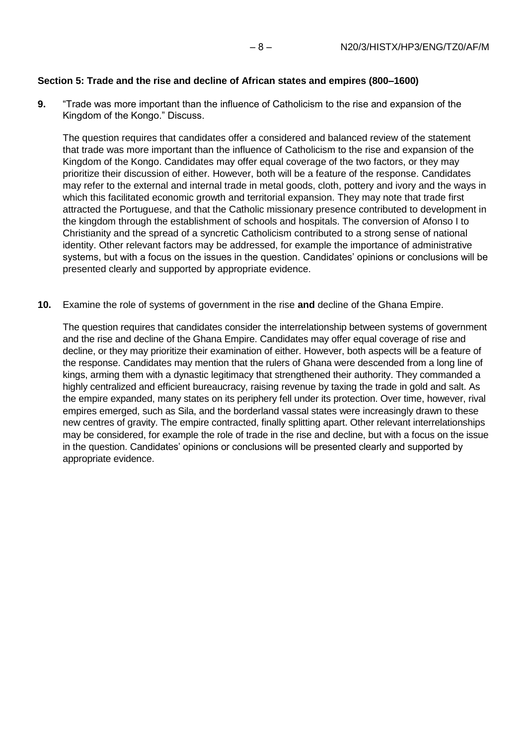### Section 5: Trade and the rise and decline of African states and empires (800–1600)

**9.** "Trade was more important than the influence of Catholicism to the rise and expansion of the Kingdom of the Kongo." Discuss.

The question requires that candidates offer a considered and balanced review of the statement that trade was more important than the influence of Catholicism to the rise and expansion of the Kingdom of the Kongo. Candidates may offer equal coverage of the two factors, or they may prioritize their discussion of either. However, both will be a feature of the response. Candidates may refer to the external and internal trade in metal goods, cloth, pottery and ivory and the ways in which this facilitated economic growth and territorial expansion. They may note that trade first attracted the Portuguese, and that the Catholic missionary presence contributed to development in the kingdom through the establishment of schools and hospitals. The conversion of Afonso I to Christianity and the spread of a syncretic Catholicism contributed to a strong sense of national identity. Other relevant factors may be addressed, for example the importance of administrative systems, but with a focus on the issues in the question. Candidates' opinions or conclusions will be presented clearly and supported by appropriate evidence.

**10.** Examine the role of systems of government in the rise **and** decline of the Ghana Empire.

The question requires that candidates consider the interrelationship between systems of government and the rise and decline of the Ghana Empire. Candidates may offer equal coverage of rise and decline, or they may prioritize their examination of either. However, both aspects will be a feature of the response. Candidates may mention that the rulers of Ghana were descended from a long line of kings, arming them with a dynastic legitimacy that strengthened their authority. They commanded a highly centralized and efficient bureaucracy, raising revenue by taxing the trade in gold and salt. As the empire expanded, many states on its periphery fell under its protection. Over time, however, rival empires emerged, such as Sila, and the borderland vassal states were increasingly drawn to these new centres of gravity. The empire contracted, finally splitting apart. Other relevant interrelationships may be considered, for example the role of trade in the rise and decline, but with a focus on the issue in the question. Candidates' opinions or conclusions will be presented clearly and supported by appropriate evidence.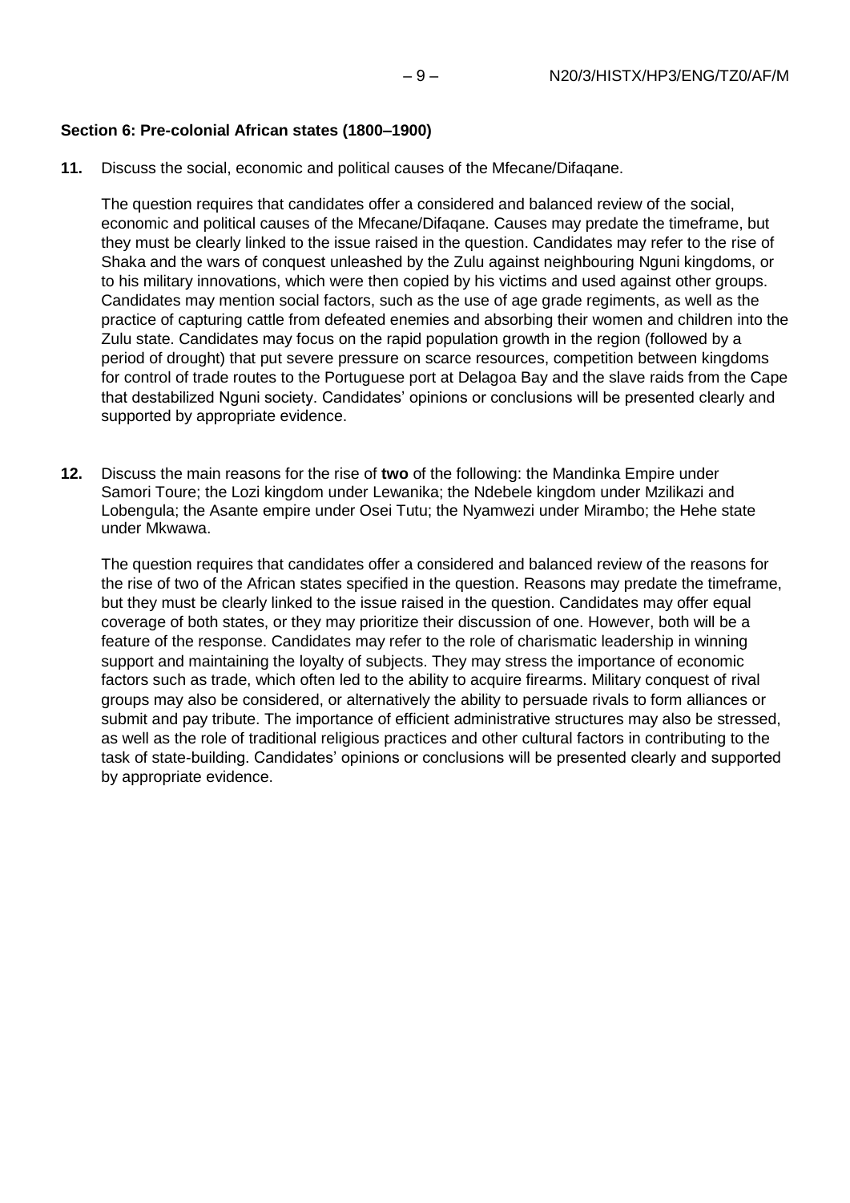### Section 6: Pre-colonial African states (1800–1900)

**11.** Discuss the social, economic and political causes of the Mfecane/Difaqane.

The question requires that candidates offer a considered and balanced review of the social, economic and political causes of the Mfecane/Difaqane. Causes may predate the timeframe, but they must be clearly linked to the issue raised in the question. Candidates may refer to the rise of Shaka and the wars of conquest unleashed by the Zulu against neighbouring Nguni kingdoms, or to his military innovations, which were then copied by his victims and used against other groups. Candidates may mention social factors, such as the use of age grade regiments, as well as the practice of capturing cattle from defeated enemies and absorbing their women and children into the Zulu state. Candidates may focus on the rapid population growth in the region (followed by a period of drought) that put severe pressure on scarce resources, competition between kingdoms for control of trade routes to the Portuguese port at Delagoa Bay and the slave raids from the Cape that destabilized Nguni society. Candidates' opinions or conclusions will be presented clearly and supported by appropriate evidence.

**12.** Discuss the main reasons for the rise of **two** of the following: the Mandinka Empire under Samori Toure; the Lozi kingdom under Lewanika; the Ndebele kingdom under Mzilikazi and Lobengula; the Asante empire under Osei Tutu; the Nyamwezi under Mirambo; the Hehe state under Mkwawa.

The question requires that candidates offer a considered and balanced review of the reasons for the rise of two of the African states specified in the question. Reasons may predate the timeframe, but they must be clearly linked to the issue raised in the question. Candidates may offer equal coverage of both states, or they may prioritize their discussion of one. However, both will be a feature of the response. Candidates may refer to the role of charismatic leadership in winning support and maintaining the loyalty of subjects. They may stress the importance of economic factors such as trade, which often led to the ability to acquire firearms. Military conquest of rival groups may also be considered, or alternatively the ability to persuade rivals to form alliances or submit and pay tribute. The importance of efficient administrative structures may also be stressed, as well as the role of traditional religious practices and other cultural factors in contributing to the task of state-building. Candidates' opinions or conclusions will be presented clearly and supported by appropriate evidence.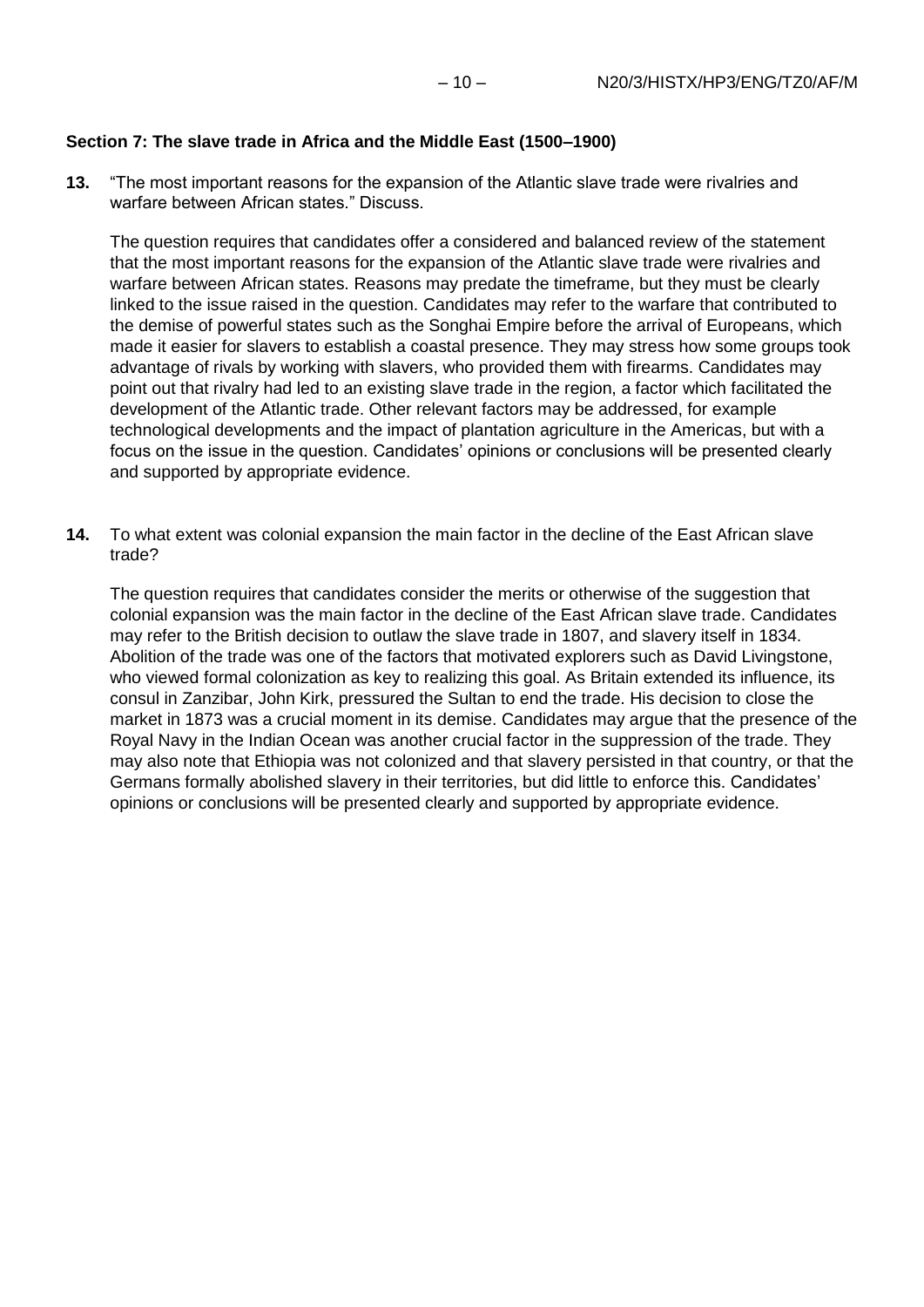### Section 7: The slave trade in Africa and the Middle East (1500–1900)

**13.** "The most important reasons for the expansion of the Atlantic slave trade were rivalries and warfare between African states." Discuss.

The question requires that candidates offer a considered and balanced review of the statement that the most important reasons for the expansion of the Atlantic slave trade were rivalries and warfare between African states. Reasons may predate the timeframe, but they must be clearly linked to the issue raised in the question. Candidates may refer to the warfare that contributed to the demise of powerful states such as the Songhai Empire before the arrival of Europeans, which made it easier for slavers to establish a coastal presence. They may stress how some groups took advantage of rivals by working with slavers, who provided them with firearms. Candidates may point out that rivalry had led to an existing slave trade in the region, a factor which facilitated the development of the Atlantic trade. Other relevant factors may be addressed, for example technological developments and the impact of plantation agriculture in the Americas, but with a focus on the issue in the question. Candidates' opinions or conclusions will be presented clearly and supported by appropriate evidence.

**14.** To what extent was colonial expansion the main factor in the decline of the East African slave trade?

The question requires that candidates consider the merits or otherwise of the suggestion that colonial expansion was the main factor in the decline of the East African slave trade. Candidates may refer to the British decision to outlaw the slave trade in 1807, and slavery itself in 1834. Abolition of the trade was one of the factors that motivated explorers such as David Livingstone, who viewed formal colonization as key to realizing this goal. As Britain extended its influence, its consul in Zanzibar, John Kirk, pressured the Sultan to end the trade. His decision to close the market in 1873 was a crucial moment in its demise. Candidates may argue that the presence of the Royal Navy in the Indian Ocean was another crucial factor in the suppression of the trade. They may also note that Ethiopia was not colonized and that slavery persisted in that country, or that the Germans formally abolished slavery in their territories, but did little to enforce this. Candidates' opinions or conclusions will be presented clearly and supported by appropriate evidence.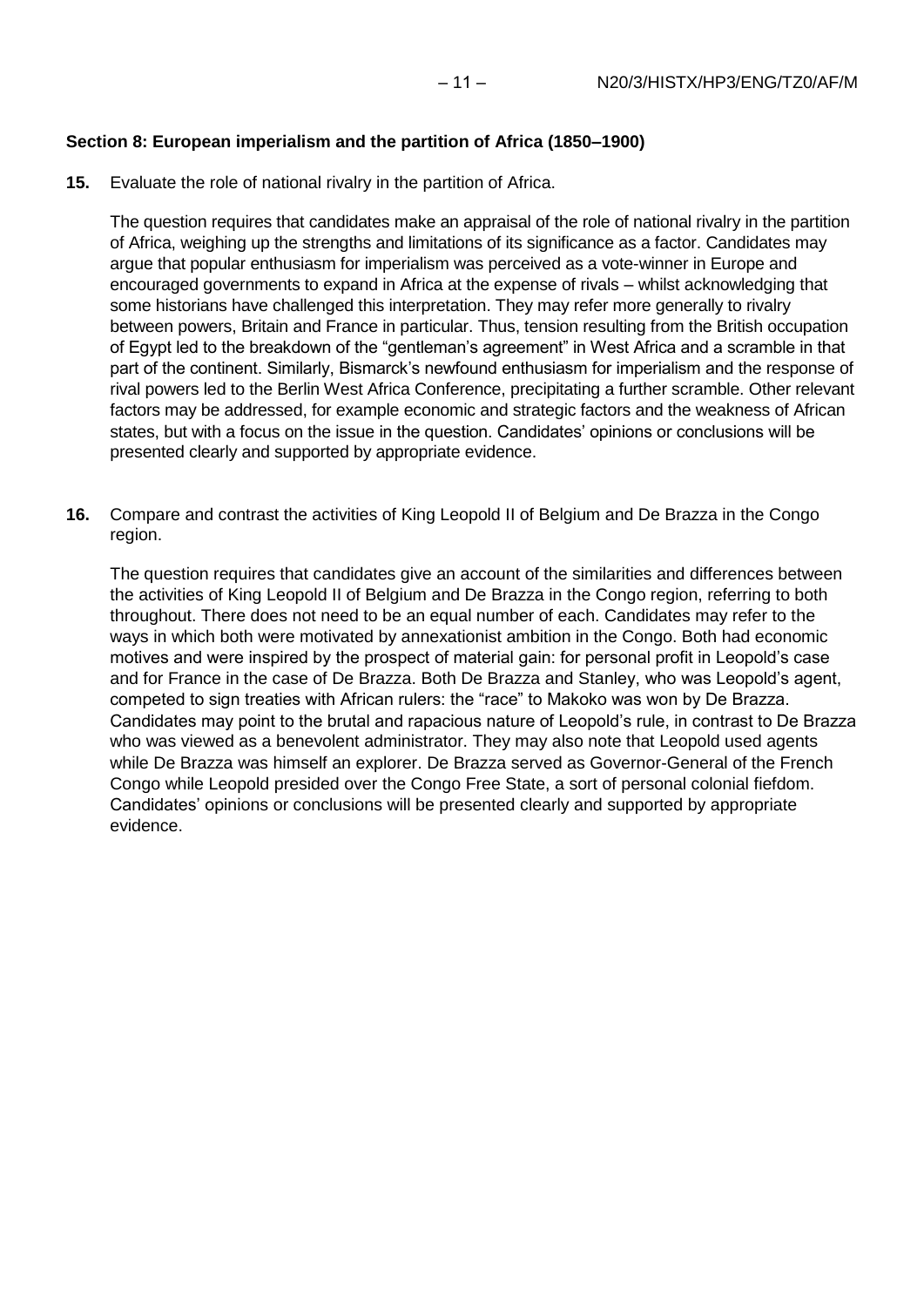**Section 8: European imperialism and the partition of Africa (1850–1900)**

**15.** Evaluate the role of national rivalry in the partition of Africa.

The question requires that candidates make an appraisal of the role of national rivalry in the partition of Africa, weighing up the strengths and limitations of its significance as a factor. Candidates may argue that popular enthusiasm for imperialism was perceived as a vote-winner in Europe and encouraged governments to expand in Africa at the expense of rivals – whilst acknowledging that some historians have challenged this interpretation. They may refer more generally to rivalry between powers, Britain and France in particular. Thus, tension resulting from the British occupation of Egypt led to the breakdown of the "gentleman's agreement" in West Africa and a scramble in that part of the continent. Similarly, Bismarck's newfound enthusiasm for imperialism and the response of rival powers led to the Berlin West Africa Conference, precipitating a further scramble. Other relevant factors may be addressed, for example economic and strategic factors and the weakness of African states, but with a focus on the issue in the question. Candidates' opinions or conclusions will be presented clearly and supported by appropriate evidence.

**16.** Compare and contrast the activities of King Leopold II of Belgium and De Brazza in the Congo region.

The question requires that candidates give an account of the similarities and differences between the activities of King Leopold II of Belgium and De Brazza in the Congo region, referring to both throughout. There does not need to be an equal number of each. Candidates may refer to the ways in which both were motivated by annexationist ambition in the Congo. Both had economic motives and were inspired by the prospect of material gain: for personal profit in Leopold's case and for France in the case of De Brazza. Both De Brazza and Stanley, who was Leopold's agent, competed to sign treaties with African rulers: the "race" to Makoko was won by De Brazza. Candidates may point to the brutal and rapacious nature of Leopold's rule, in contrast to De Brazza who was viewed as a benevolent administrator. They may also note that Leopold used agents while De Brazza was himself an explorer. De Brazza served as Governor-General of the French Congo while Leopold presided over the Congo Free State, a sort of personal colonial fiefdom. Candidates' opinions or conclusions will be presented clearly and supported by appropriate evidence.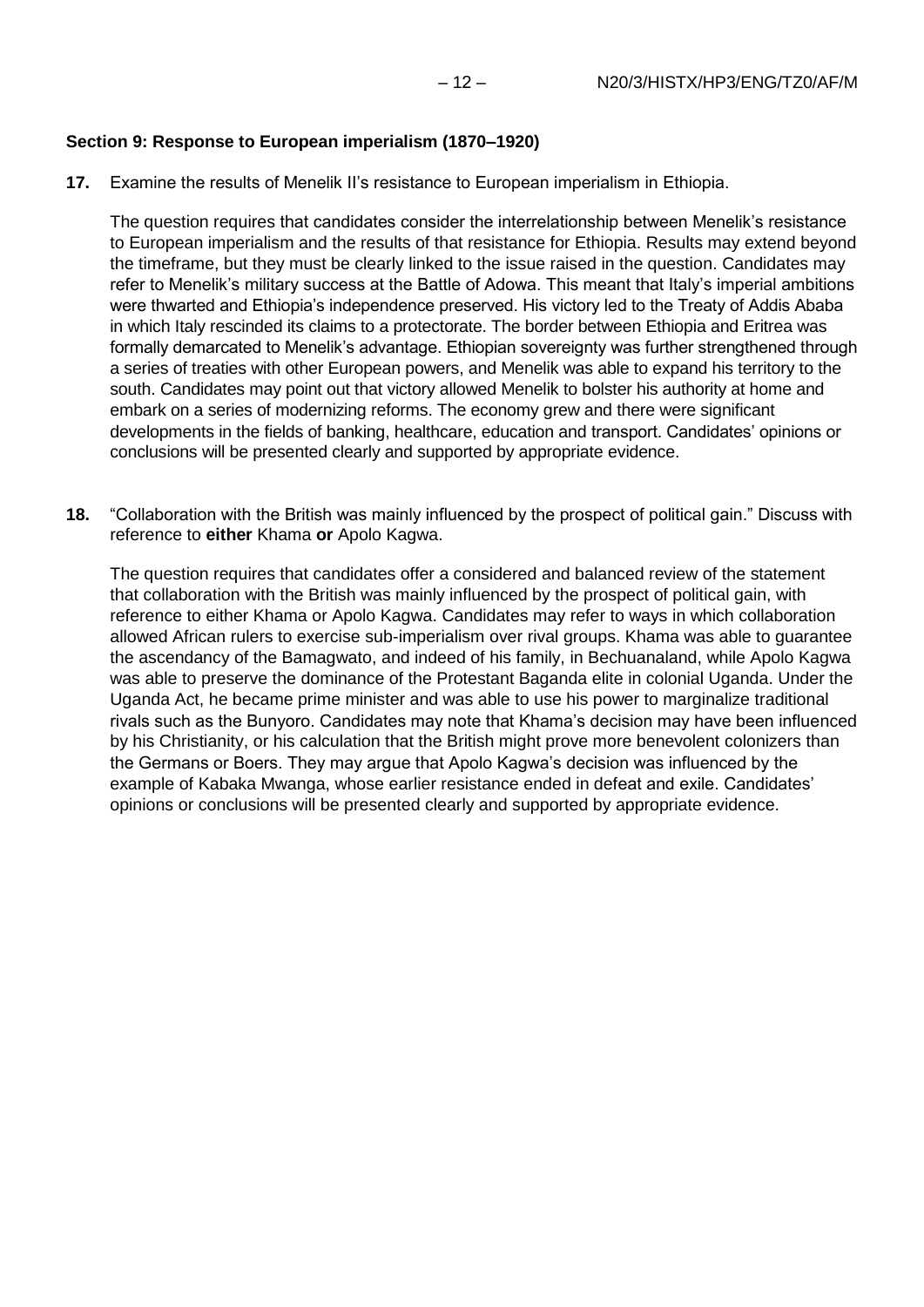**Section 9: Response to European imperialism (1870–1920)**

**17.** Examine the results of Menelik II's resistance to European imperialism in Ethiopia.

The question requires that candidates consider the interrelationship between Menelik's resistance to European imperialism and the results of that resistance for Ethiopia. Results may extend beyond the timeframe, but they must be clearly linked to the issue raised in the question. Candidates may refer to Menelik's military success at the Battle of Adowa. This meant that Italy's imperial ambitions were thwarted and Ethiopia's independence preserved. His victory led to the Treaty of Addis Ababa in which Italy rescinded its claims to a protectorate. The border between Ethiopia and Eritrea was formally demarcated to Menelik's advantage. Ethiopian sovereignty was further strengthened through a series of treaties with other European powers, and Menelik was able to expand his territory to the south. Candidates may point out that victory allowed Menelik to bolster his authority at home and embark on a series of modernizing reforms. The economy grew and there were significant developments in the fields of banking, healthcare, education and transport. Candidates' opinions or conclusions will be presented clearly and supported by appropriate evidence.

**18.** "Collaboration with the British was mainly influenced by the prospect of political gain." Discuss with reference to **either** Khama **or** Apolo Kagwa.

The question requires that candidates offer a considered and balanced review of the statement that collaboration with the British was mainly influenced by the prospect of political gain, with reference to either Khama or Apolo Kagwa. Candidates may refer to ways in which collaboration allowed African rulers to exercise sub-imperialism over rival groups. Khama was able to guarantee the ascendancy of the Bamagwato, and indeed of his family, in Bechuanaland, while Apolo Kagwa was able to preserve the dominance of the Protestant Baganda elite in colonial Uganda. Under the Uganda Act, he became prime minister and was able to use his power to marginalize traditional rivals such as the Bunyoro. Candidates may note that Khama's decision may have been influenced by his Christianity, or his calculation that the British might prove more benevolent colonizers than the Germans or Boers. They may argue that Apolo Kagwa's decision was influenced by the example of Kabaka Mwanga, whose earlier resistance ended in defeat and exile. Candidates' opinions or conclusions will be presented clearly and supported by appropriate evidence.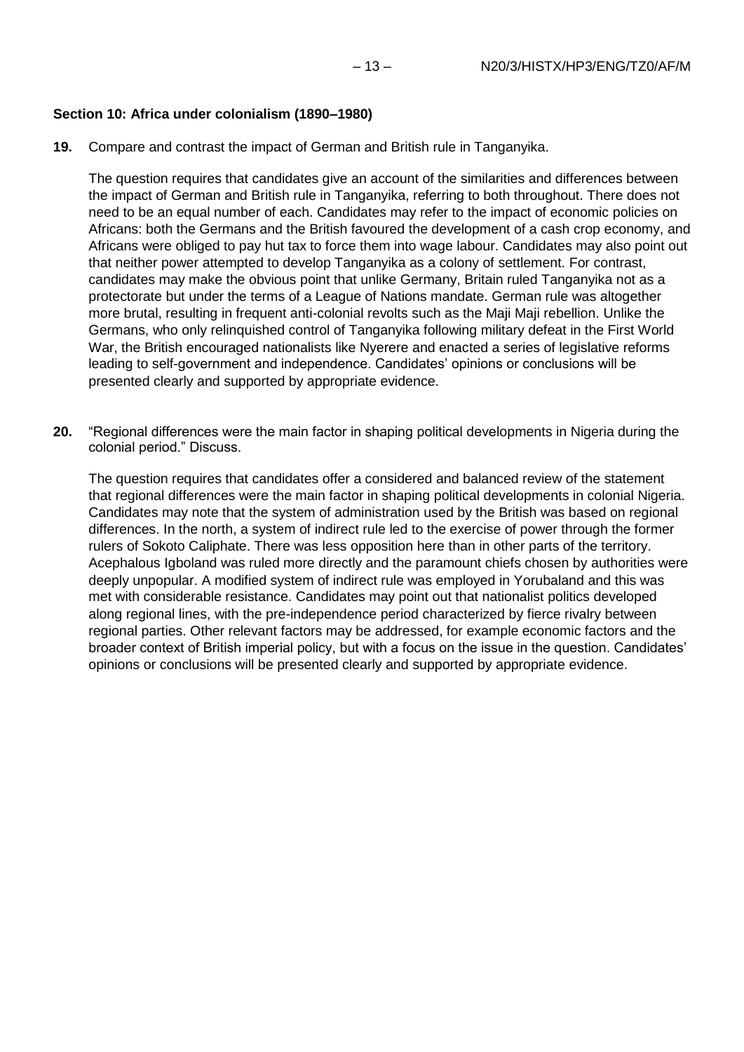**Section 10: Africa under colonialism (1890–1980)**

**19.** Compare and contrast the impact of German and British rule in Tanganyika.

The question requires that candidates give an account of the similarities and differences between the impact of German and British rule in Tanganyika, referring to both throughout. There does not need to be an equal number of each. Candidates may refer to the impact of economic policies on Africans: both the Germans and the British favoured the development of a cash crop economy, and Africans were obliged to pay hut tax to force them into wage labour. Candidates may also point out that neither power attempted to develop Tanganyika as a colony of settlement. For contrast, candidates may make the obvious point that unlike Germany, Britain ruled Tanganyika not as a protectorate but under the terms of a League of Nations mandate. German rule was altogether more brutal, resulting in frequent anti-colonial revolts such as the Maji Maji rebellion. Unlike the Germans, who only relinquished control of Tanganyika following military defeat in the First World War, the British encouraged nationalists like Nyerere and enacted a series of legislative reforms leading to self-government and independence. Candidates' opinions or conclusions will be presented clearly and supported by appropriate evidence.

**20.** "Regional differences were the main factor in shaping political developments in Nigeria during the colonial period." Discuss.

The question requires that candidates offer a considered and balanced review of the statement that regional differences were the main factor in shaping political developments in colonial Nigeria. Candidates may note that the system of administration used by the British was based on regional differences. In the north, a system of indirect rule led to the exercise of power through the former rulers of Sokoto Caliphate. There was less opposition here than in other parts of the territory. Acephalous Igboland was ruled more directly and the paramount chiefs chosen by authorities were deeply unpopular. A modified system of indirect rule was employed in Yorubaland and this was met with considerable resistance. Candidates may point out that nationalist politics developed along regional lines, with the pre-independence period characterized by fierce rivalry between regional parties. Other relevant factors may be addressed, for example economic factors and the broader context of British imperial policy, but with a focus on the issue in the question. Candidates' opinions or conclusions will be presented clearly and supported by appropriate evidence.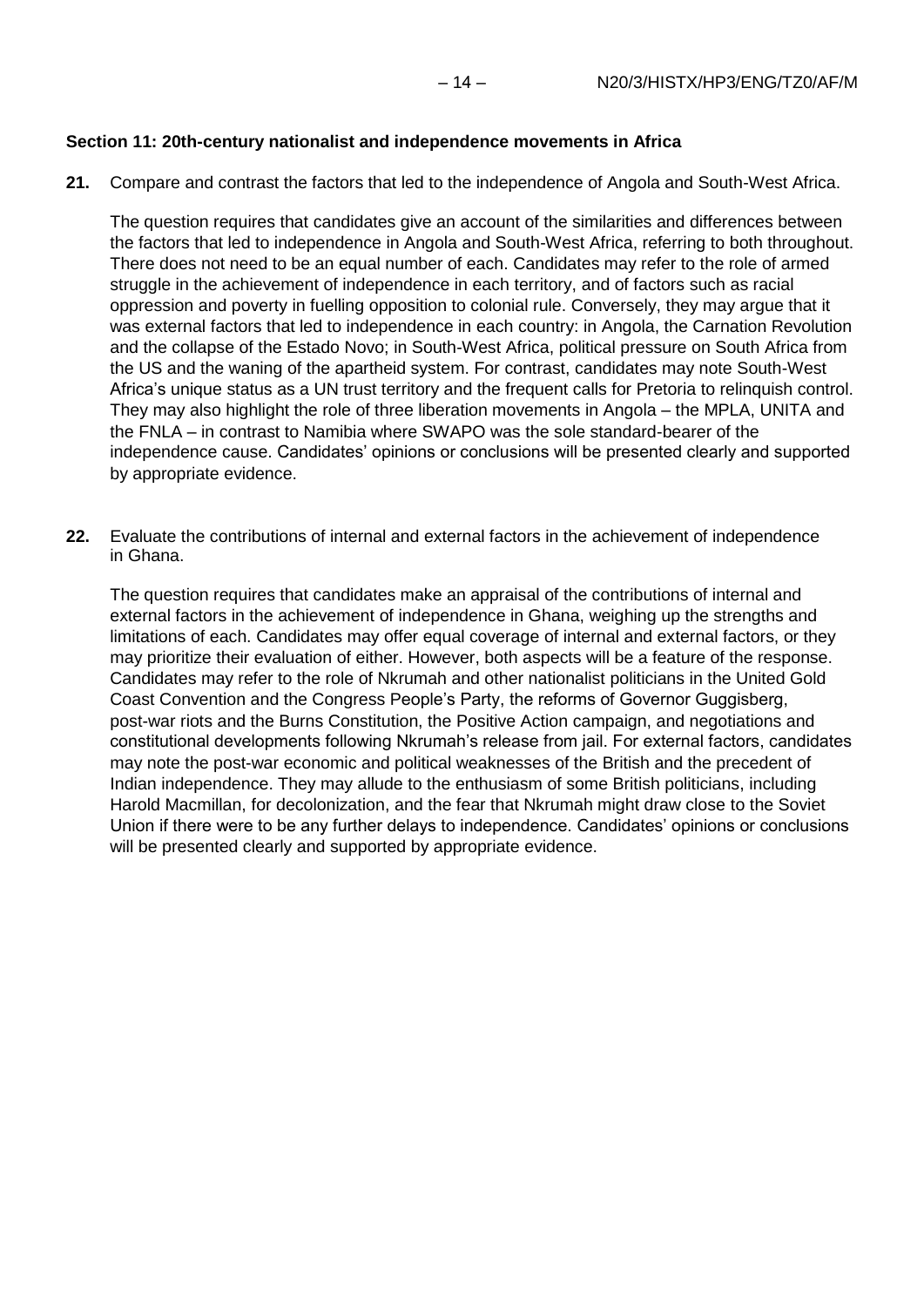**Section 11: 20th-century nationalist and independence movements in Africa**

**21.** Compare and contrast the factors that led to the independence of Angola and South-West Africa.

The question requires that candidates give an account of the similarities and differences between the factors that led to independence in Angola and South-West Africa, referring to both throughout. There does not need to be an equal number of each. Candidates may refer to the role of armed struggle in the achievement of independence in each territory, and of factors such as racial oppression and poverty in fuelling opposition to colonial rule. Conversely, they may argue that it was external factors that led to independence in each country: in Angola, the Carnation Revolution and the collapse of the Estado Novo; in South-West Africa, political pressure on South Africa from the US and the waning of the apartheid system. For contrast, candidates may note South-West Africa's unique status as a UN trust territory and the frequent calls for Pretoria to relinquish control. They may also highlight the role of three liberation movements in Angola – the MPLA, UNITA and the FNLA – in contrast to Namibia where SWAPO was the sole standard-bearer of the independence cause. Candidates' opinions or conclusions will be presented clearly and supported by appropriate evidence.

**22.** Evaluate the contributions of internal and external factors in the achievement of independence in Ghana.

The question requires that candidates make an appraisal of the contributions of internal and external factors in the achievement of independence in Ghana, weighing up the strengths and limitations of each. Candidates may offer equal coverage of internal and external factors, or they may prioritize their evaluation of either. However, both aspects will be a feature of the response. Candidates may refer to the role of Nkrumah and other nationalist politicians in the United Gold Coast Convention and the Congress People's Party, the reforms of Governor Guggisberg, post-war riots and the Burns Constitution, the Positive Action campaign, and negotiations and constitutional developments following Nkrumah's release from jail. For external factors, candidates may note the post-war economic and political weaknesses of the British and the precedent of Indian independence. They may allude to the enthusiasm of some British politicians, including Harold Macmillan, for decolonization, and the fear that Nkrumah might draw close to the Soviet Union if there were to be any further delays to independence. Candidates' opinions or conclusions will be presented clearly and supported by appropriate evidence.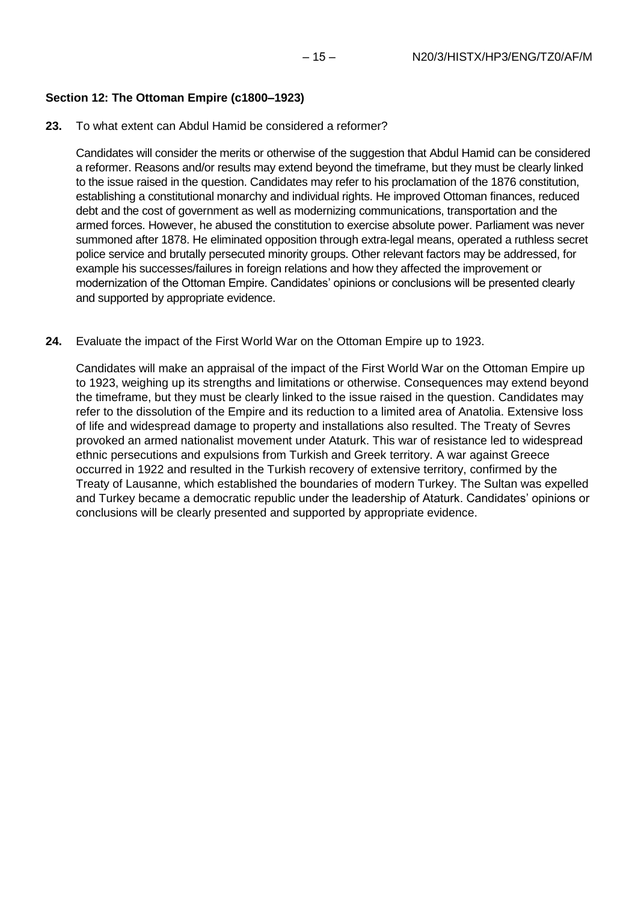**Section 12: The Ottoman Empire (c1800–1923)**

**23.** To what extent can Abdul Hamid be considered a reformer?

Candidates will consider the merits or otherwise of the suggestion that Abdul Hamid can be considered a reformer. Reasons and/or results may extend beyond the timeframe, but they must be clearly linked to the issue raised in the question. Candidates may refer to his proclamation of the 1876 constitution, establishing a constitutional monarchy and individual rights. He improved Ottoman finances, reduced debt and the cost of government as well as modernizing communications, transportation and the armed forces. However, he abused the constitution to exercise absolute power. Parliament was never summoned after 1878. He eliminated opposition through extra-legal means, operated a ruthless secret police service and brutally persecuted minority groups. Other relevant factors may be addressed, for example his successes/failures in foreign relations and how they affected the improvement or modernization of the Ottoman Empire. Candidates' opinions or conclusions will be presented clearly and supported by appropriate evidence.

**24.** Evaluate the impact of the First World War on the Ottoman Empire up to 1923.

Candidates will make an appraisal of the impact of the First World War on the Ottoman Empire up to 1923, weighing up its strengths and limitations or otherwise. Consequences may extend beyond the timeframe, but they must be clearly linked to the issue raised in the question. Candidates may refer to the dissolution of the Empire and its reduction to a limited area of Anatolia. Extensive loss of life and widespread damage to property and installations also resulted. The Treaty of Sevres provoked an armed nationalist movement under Ataturk. This war of resistance led to widespread ethnic persecutions and expulsions from Turkish and Greek territory. A war against Greece occurred in 1922 and resulted in the Turkish recovery of extensive territory, confirmed by the Treaty of Lausanne, which established the boundaries of modern Turkey. The Sultan was expelled and Turkey became a democratic republic under the leadership of Ataturk. Candidates' opinions or conclusions will be clearly presented and supported by appropriate evidence.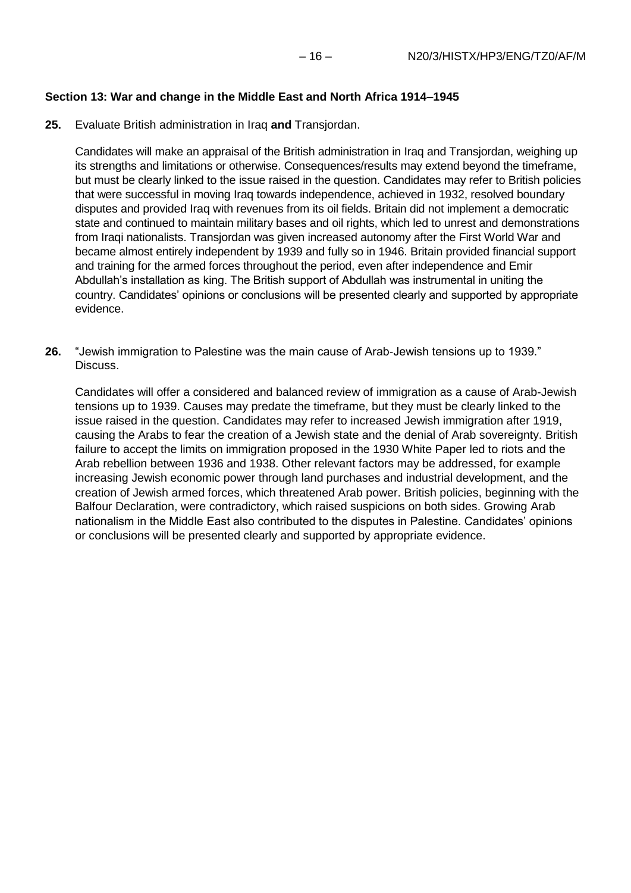**Section 13: War and change in the Middle East and North Africa 1914–1945**

**25.** Evaluate British administration in Iraq **and** Transjordan.

Candidates will make an appraisal of the British administration in Iraq and Transjordan, weighing up its strengths and limitations or otherwise. Consequences/results may extend beyond the timeframe, but must be clearly linked to the issue raised in the question. Candidates may refer to British policies that were successful in moving Iraq towards independence, achieved in 1932, resolved boundary disputes and provided Iraq with revenues from its oil fields. Britain did not implement a democratic state and continued to maintain military bases and oil rights, which led to unrest and demonstrations from Iraqi nationalists. Transjordan was given increased autonomy after the First World War and became almost entirely independent by 1939 and fully so in 1946. Britain provided financial support and training for the armed forces throughout the period, even after independence and Emir Abdullah's installation as king. The British support of Abdullah was instrumental in uniting the country. Candidates' opinions or conclusions will be presented clearly and supported by appropriate evidence.

**26.** "Jewish immigration to Palestine was the main cause of Arab-Jewish tensions up to 1939." Discuss.

Candidates will offer a considered and balanced review of immigration as a cause of Arab-Jewish tensions up to 1939. Causes may predate the timeframe, but they must be clearly linked to the issue raised in the question. Candidates may refer to increased Jewish immigration after 1919, causing the Arabs to fear the creation of a Jewish state and the denial of Arab sovereignty. British failure to accept the limits on immigration proposed in the 1930 White Paper led to riots and the Arab rebellion between 1936 and 1938. Other relevant factors may be addressed, for example increasing Jewish economic power through land purchases and industrial development, and the creation of Jewish armed forces, which threatened Arab power. British policies, beginning with the Balfour Declaration, were contradictory, which raised suspicions on both sides. Growing Arab nationalism in the Middle East also contributed to the disputes in Palestine. Candidates' opinions or conclusions will be presented clearly and supported by appropriate evidence.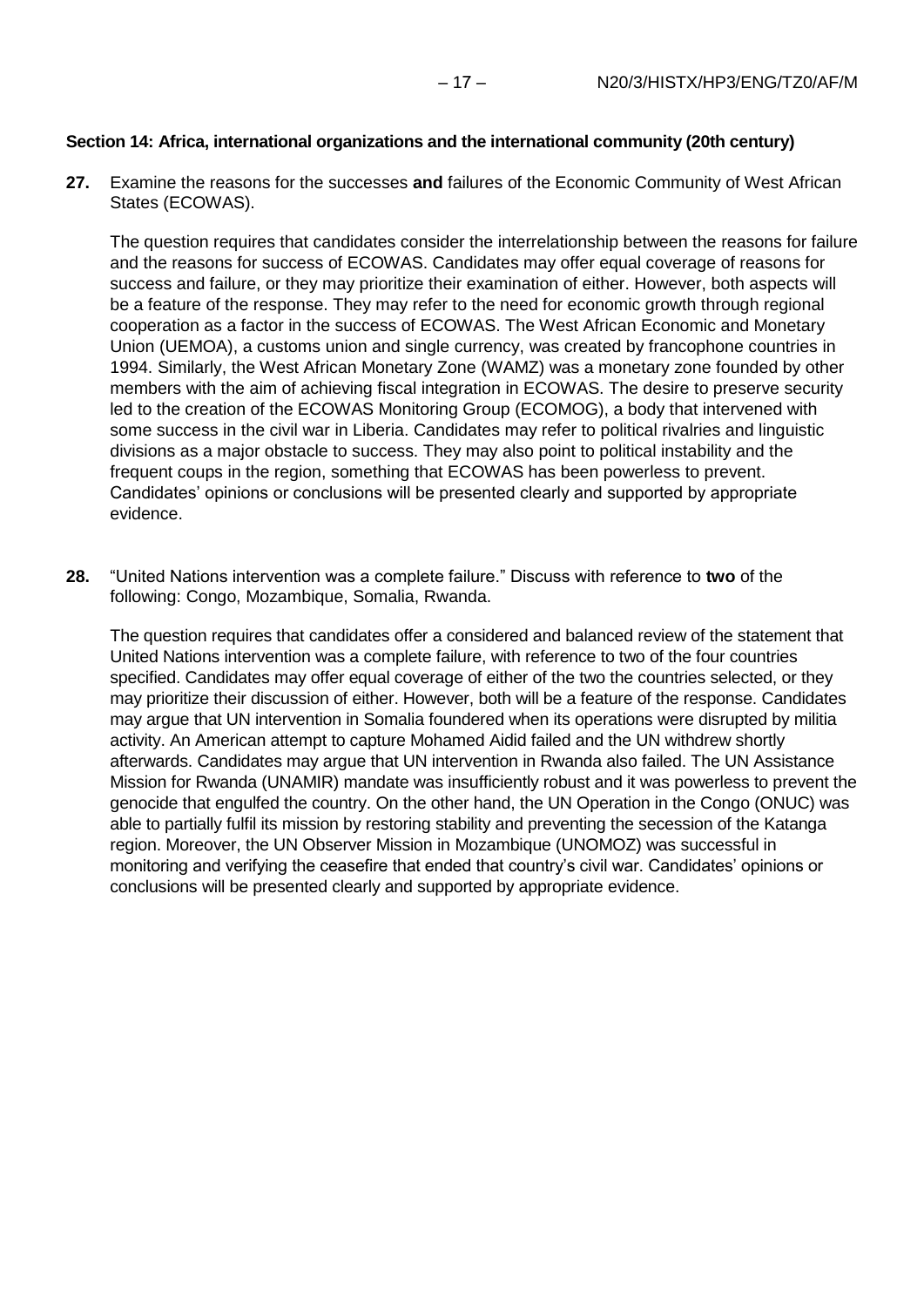**Section 14: Africa, international organizations and the international community (20th century)**

**27.** Examine the reasons for the successes **and** failures of the Economic Community of West African States (ECOWAS).

The question requires that candidates consider the interrelationship between the reasons for failure and the reasons for success of ECOWAS. Candidates may offer equal coverage of reasons for success and failure, or they may prioritize their examination of either. However, both aspects will be a feature of the response. They may refer to the need for economic growth through regional cooperation as a factor in the success of ECOWAS. The West African Economic and Monetary Union (UEMOA), a customs union and single currency, was created by francophone countries in 1994. Similarly, the West African Monetary Zone (WAMZ) was a monetary zone founded by other members with the aim of achieving fiscal integration in ECOWAS. The desire to preserve security led to the creation of the ECOWAS Monitoring Group (ECOMOG), a body that intervened with some success in the civil war in Liberia. Candidates may refer to political rivalries and linguistic divisions as a major obstacle to success. They may also point to political instability and the frequent coups in the region, something that ECOWAS has been powerless to prevent. Candidates' opinions or conclusions will be presented clearly and supported by appropriate evidence.

**28.** "United Nations intervention was a complete failure." Discuss with reference to **two** of the following: Congo, Mozambique, Somalia, Rwanda.

The question requires that candidates offer a considered and balanced review of the statement that United Nations intervention was a complete failure, with reference to two of the four countries specified. Candidates may offer equal coverage of either of the two the countries selected, or they may prioritize their discussion of either. However, both will be a feature of the response. Candidates may argue that UN intervention in Somalia foundered when its operations were disrupted by militia activity. An American attempt to capture Mohamed Aidid failed and the UN withdrew shortly afterwards. Candidates may argue that UN intervention in Rwanda also failed. The UN Assistance Mission for Rwanda (UNAMIR) mandate was insufficiently robust and it was powerless to prevent the genocide that engulfed the country. On the other hand, the UN Operation in the Congo (ONUC) was able to partially fulfil its mission by restoring stability and preventing the secession of the Katanga region. Moreover, the UN Observer Mission in Mozambique (UNOMOZ) was successful in monitoring and verifying the ceasefire that ended that country's civil war. Candidates' opinions or conclusions will be presented clearly and supported by appropriate evidence.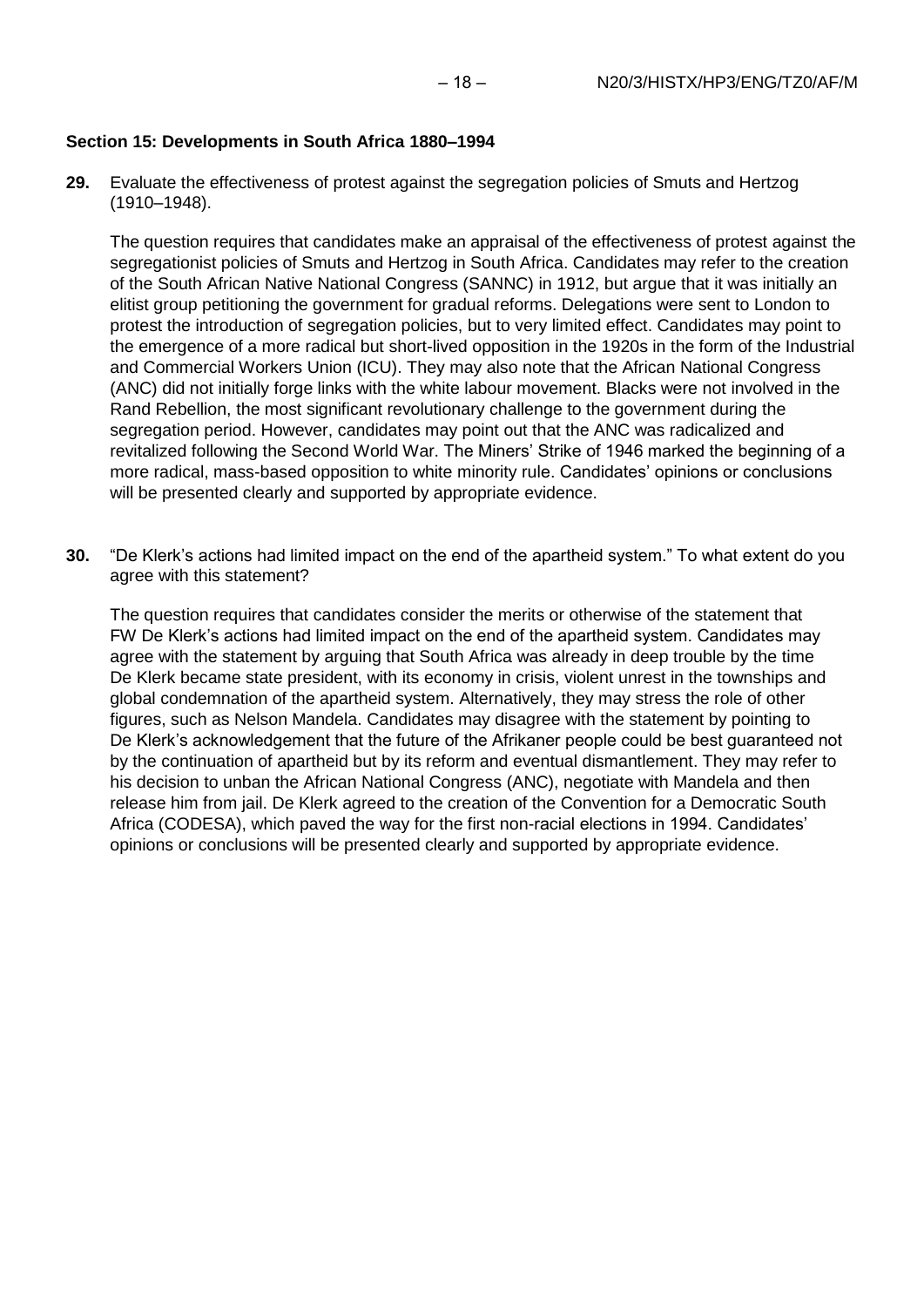**Section 15: Developments in South Africa 1880–1994**

**29.** Evaluate the effectiveness of protest against the segregation policies of Smuts and Hertzog (1910–1948).

The question requires that candidates make an appraisal of the effectiveness of protest against the segregationist policies of Smuts and Hertzog in South Africa. Candidates may refer to the creation of the South African Native National Congress (SANNC) in 1912, but argue that it was initially an elitist group petitioning the government for gradual reforms. Delegations were sent to London to protest the introduction of segregation policies, but to very limited effect. Candidates may point to the emergence of a more radical but short-lived opposition in the 1920s in the form of the Industrial and Commercial Workers Union (ICU). They may also note that the African National Congress (ANC) did not initially forge links with the white labour movement. Blacks were not involved in the Rand Rebellion, the most significant revolutionary challenge to the government during the segregation period. However, candidates may point out that the ANC was radicalized and revitalized following the Second World War. The Miners' Strike of 1946 marked the beginning of a more radical, mass-based opposition to white minority rule. Candidates' opinions or conclusions will be presented clearly and supported by appropriate evidence.

**30.** "De Klerk's actions had limited impact on the end of the apartheid system." To what extent do you agree with this statement?

The question requires that candidates consider the merits or otherwise of the statement that FW De Klerk's actions had limited impact on the end of the apartheid system. Candidates may agree with the statement by arguing that South Africa was already in deep trouble by the time De Klerk became state president, with its economy in crisis, violent unrest in the townships and global condemnation of the apartheid system. Alternatively, they may stress the role of other figures, such as Nelson Mandela. Candidates may disagree with the statement by pointing to De Klerk's acknowledgement that the future of the Afrikaner people could be best guaranteed not by the continuation of apartheid but by its reform and eventual dismantlement. They may refer to his decision to unban the African National Congress (ANC), negotiate with Mandela and then release him from jail. De Klerk agreed to the creation of the Convention for a Democratic South Africa (CODESA), which paved the way for the first non-racial elections in 1994. Candidates' opinions or conclusions will be presented clearly and supported by appropriate evidence.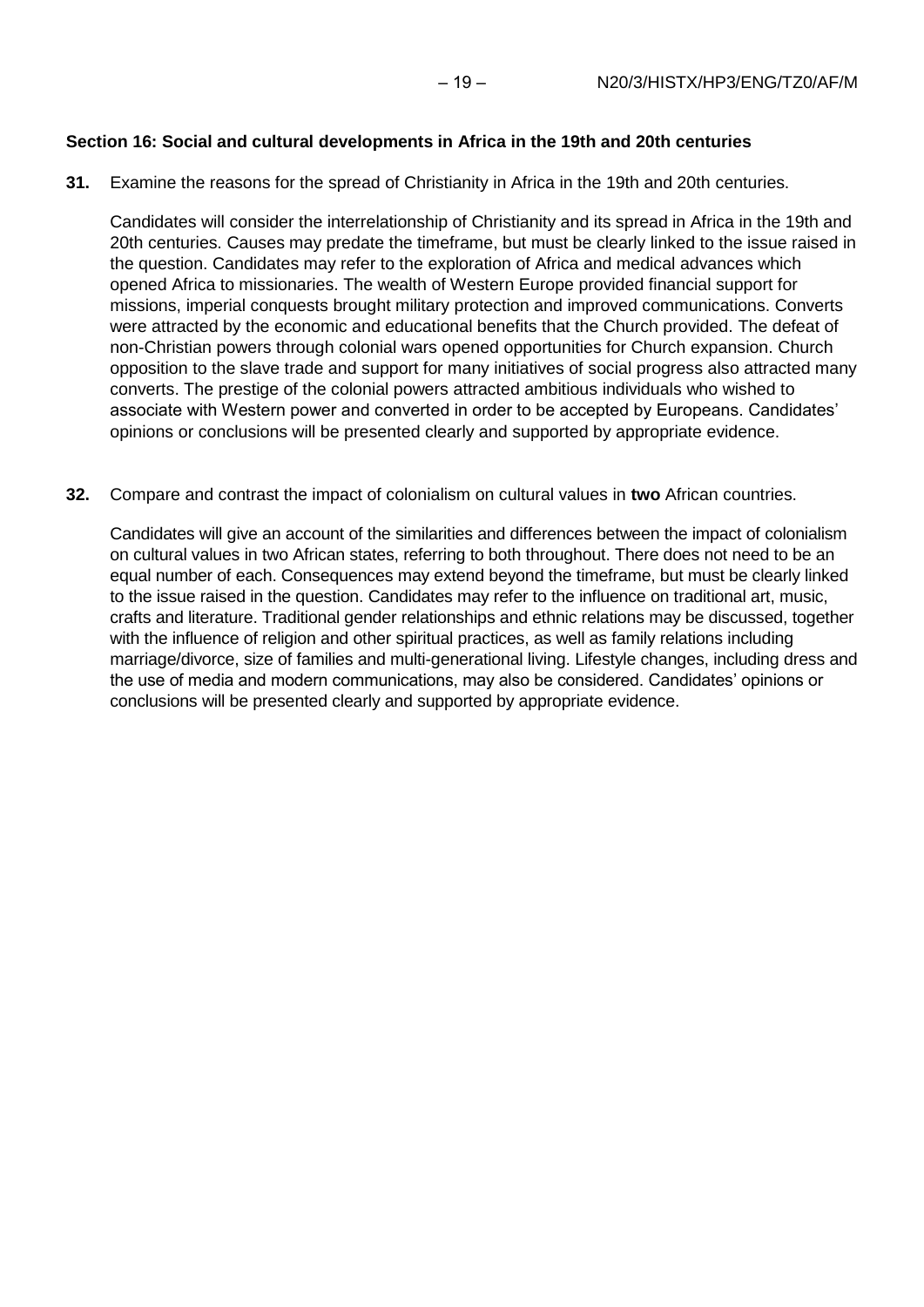**Section 16: Social and cultural developments in Africa in the 19th and 20th centuries**

**31.** Examine the reasons for the spread of Christianity in Africa in the 19th and 20th centuries.

Candidates will consider the interrelationship of Christianity and its spread in Africa in the 19th and 20th centuries. Causes may predate the timeframe, but must be clearly linked to the issue raised in the question. Candidates may refer to the exploration of Africa and medical advances which opened Africa to missionaries. The wealth of Western Europe provided financial support for missions, imperial conquests brought military protection and improved communications. Converts were attracted by the economic and educational benefits that the Church provided. The defeat of non-Christian powers through colonial wars opened opportunities for Church expansion. Church opposition to the slave trade and support for many initiatives of social progress also attracted many converts. The prestige of the colonial powers attracted ambitious individuals who wished to associate with Western power and converted in order to be accepted by Europeans. Candidates' opinions or conclusions will be presented clearly and supported by appropriate evidence.

**32.** Compare and contrast the impact of colonialism on cultural values in **two** African countries.

Candidates will give an account of the similarities and differences between the impact of colonialism on cultural values in two African states, referring to both throughout. There does not need to be an equal number of each. Consequences may extend beyond the timeframe, but must be clearly linked to the issue raised in the question. Candidates may refer to the influence on traditional art, music, crafts and literature. Traditional gender relationships and ethnic relations may be discussed, together with the influence of religion and other spiritual practices, as well as family relations including marriage/divorce, size of families and multi-generational living. Lifestyle changes, including dress and the use of media and modern communications, may also be considered. Candidates' opinions or conclusions will be presented clearly and supported by appropriate evidence.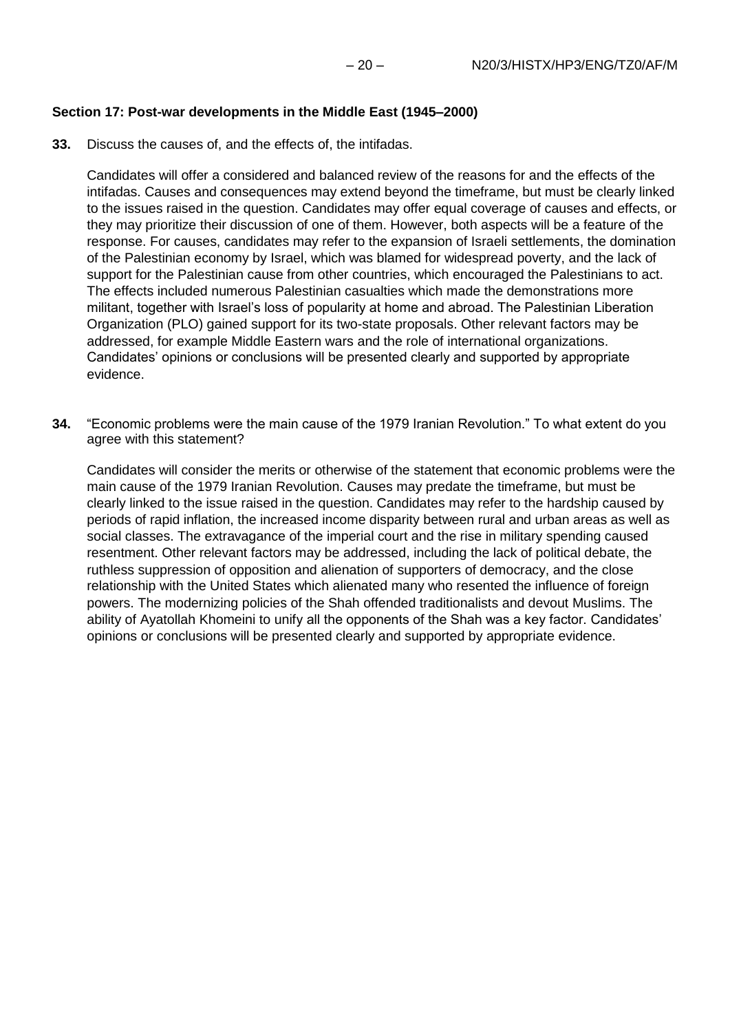**Section 17: Post-war developments in the Middle East (1945–2000)**

**33.** Discuss the causes of, and the effects of, the intifadas.

Candidates will offer a considered and balanced review of the reasons for and the effects of the intifadas. Causes and consequences may extend beyond the timeframe, but must be clearly linked to the issues raised in the question. Candidates may offer equal coverage of causes and effects, or they may prioritize their discussion of one of them. However, both aspects will be a feature of the response. For causes, candidates may refer to the expansion of Israeli settlements, the domination of the Palestinian economy by Israel, which was blamed for widespread poverty, and the lack of support for the Palestinian cause from other countries, which encouraged the Palestinians to act. The effects included numerous Palestinian casualties which made the demonstrations more militant, together with Israel's loss of popularity at home and abroad. The Palestinian Liberation Organization (PLO) gained support for its two-state proposals. Other relevant factors may be addressed, for example Middle Eastern wars and the role of international organizations. Candidates' opinions or conclusions will be presented clearly and supported by appropriate evidence.

**34.** "Economic problems were the main cause of the 1979 Iranian Revolution." To what extent do you agree with this statement?

Candidates will consider the merits or otherwise of the statement that economic problems were the main cause of the 1979 Iranian Revolution. Causes may predate the timeframe, but must be clearly linked to the issue raised in the question. Candidates may refer to the hardship caused by periods of rapid inflation, the increased income disparity between rural and urban areas as well as social classes. The extravagance of the imperial court and the rise in military spending caused resentment. Other relevant factors may be addressed, including the lack of political debate, the ruthless suppression of opposition and alienation of supporters of democracy, and the close relationship with the United States which alienated many who resented the influence of foreign powers. The modernizing policies of the Shah offended traditionalists and devout Muslims. The ability of Ayatollah Khomeini to unify all the opponents of the Shah was a key factor. Candidates' opinions or conclusions will be presented clearly and supported by appropriate evidence.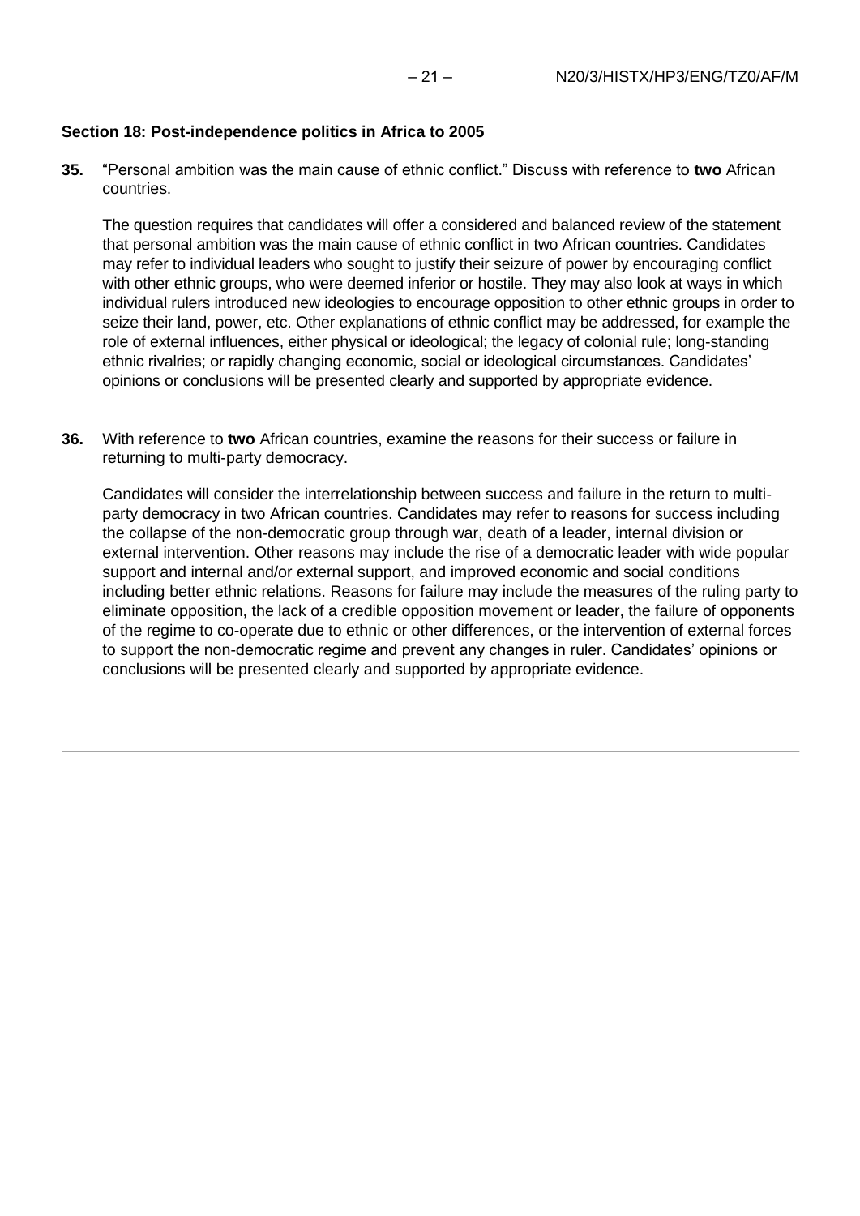**Section 18: Post-independence politics in Africa to 2005**

**35.** "Personal ambition was the main cause of ethnic conflict." Discuss with reference to **two** African countries.

The question requires that candidates will offer a considered and balanced review of the statement that personal ambition was the main cause of ethnic conflict in two African countries. Candidates may refer to individual leaders who sought to justify their seizure of power by encouraging conflict with other ethnic groups, who were deemed inferior or hostile. They may also look at ways in which individual rulers introduced new ideologies to encourage opposition to other ethnic groups in order to seize their land, power, etc. Other explanations of ethnic conflict may be addressed, for example the role of external influences, either physical or ideological; the legacy of colonial rule; long-standing ethnic rivalries; or rapidly changing economic, social or ideological circumstances. Candidates' opinions or conclusions will be presented clearly and supported by appropriate evidence.

**36.** With reference to **two** African countries, examine the reasons for their success or failure in returning to multi-party democracy.

Candidates will consider the interrelationship between success and failure in the return to multi-party democracy in two African countries. Candidates may refer to reasons for success including the collapse of the non-democratic group through war, death of a leader, internal division or external intervention. Other reasons may include the rise of a democratic leader with wide popular support and internal and/or external support, and improved economic and social conditions including better ethnic relations. Reasons for failure may include the measures of the ruling party to eliminate opposition, the lack of a credible opposition movement or leader, the failure of opponents of the regime to co-operate due to ethnic or other differences, or the intervention of external forces to support the non-democratic regime and prevent any changes in ruler. Candidates' opinions or conclusions will be presented clearly and supported by appropriate evidence.